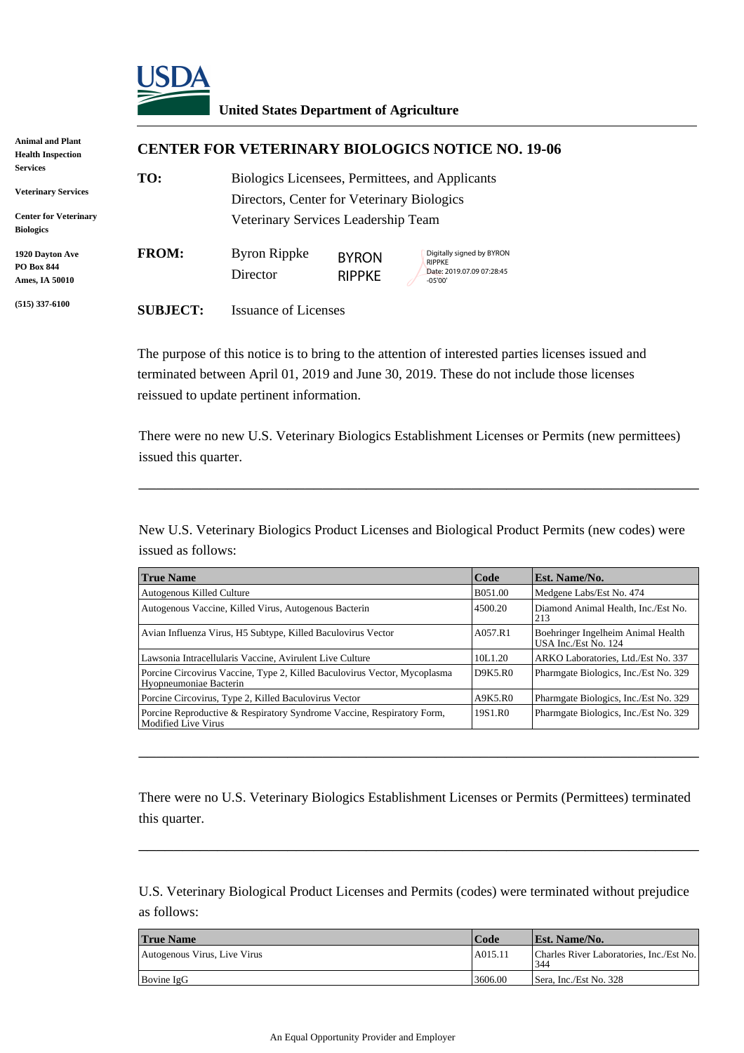**United States Department of Agriculture**

Animal and Plant Health Inspection Services

Veterinary Services

Center for Veterinary Biologics

1920 Dayton Ave
PO Box 844
Ames, IA 50010

(515) 337-6100

# CENTER FOR VETERINARY BIOLOGICS NOTICE NO. 19-06

**TO:** Biologics Licensees, Permittees, and Applicants
Directors, Center for Veterinary Biologics
Veterinary Services Leadership Team

**FROM:** Byron Rippke
Director

BYRON RIPPKE — Digitally signed by BYRON RIPPKE Date: 2019.07.09 07:28:45 -05'00'

**SUBJECT:** Issuance of Licenses

The purpose of this notice is to bring to the attention of interested parties licenses issued and terminated between April 01, 2019 and June 30, 2019. These do not include those licenses reissued to update pertinent information.

There were no new U.S. Veterinary Biologics Establishment Licenses or Permits (new permittees) issued this quarter.

---

New U.S. Veterinary Biologics Product Licenses and Biological Product Permits (new codes) were issued as follows:

| True Name | Code | Est. Name/No. |
|---|---|---|
| Autogenous Killed Culture | B051.00 | Medgene Labs/Est No. 474 |
| Autogenous Vaccine, Killed Virus, Autogenous Bacterin | 4500.20 | Diamond Animal Health, Inc./Est No. 213 |
| Avian Influenza Virus, H5 Subtype, Killed Baculovirus Vector | A057.R1 | Boehringer Ingelheim Animal Health USA Inc./Est No. 124 |
| Lawsonia Intracellularis Vaccine, Avirulent Live Culture | 10L1.20 | ARKO Laboratories, Ltd./Est No. 337 |
| Porcine Circovirus Vaccine, Type 2, Killed Baculovirus Vector, Mycoplasma Hyopneumoniae Bacterin | D9K5.R0 | Pharmgate Biologics, Inc./Est No. 329 |
| Porcine Circovirus, Type 2, Killed Baculovirus Vector | A9K5.R0 | Pharmgate Biologics, Inc./Est No. 329 |
| Porcine Reproductive & Respiratory Syndrome Vaccine, Respiratory Form, Modified Live Virus | 19S1.R0 | Pharmgate Biologics, Inc./Est No. 329 |

---

There were no U.S. Veterinary Biologics Establishment Licenses or Permits (Permittees) terminated this quarter.

---

U.S. Veterinary Biological Product Licenses and Permits (codes) were terminated without prejudice as follows:

| True Name | Code | Est. Name/No. |
|---|---|---|
| Autogenous Virus, Live Virus | A015.11 | Charles River Laboratories, Inc./Est No. 344 |
| Bovine IgG | 3606.00 | Sera, Inc./Est No. 328 |

An Equal Opportunity Provider and Employer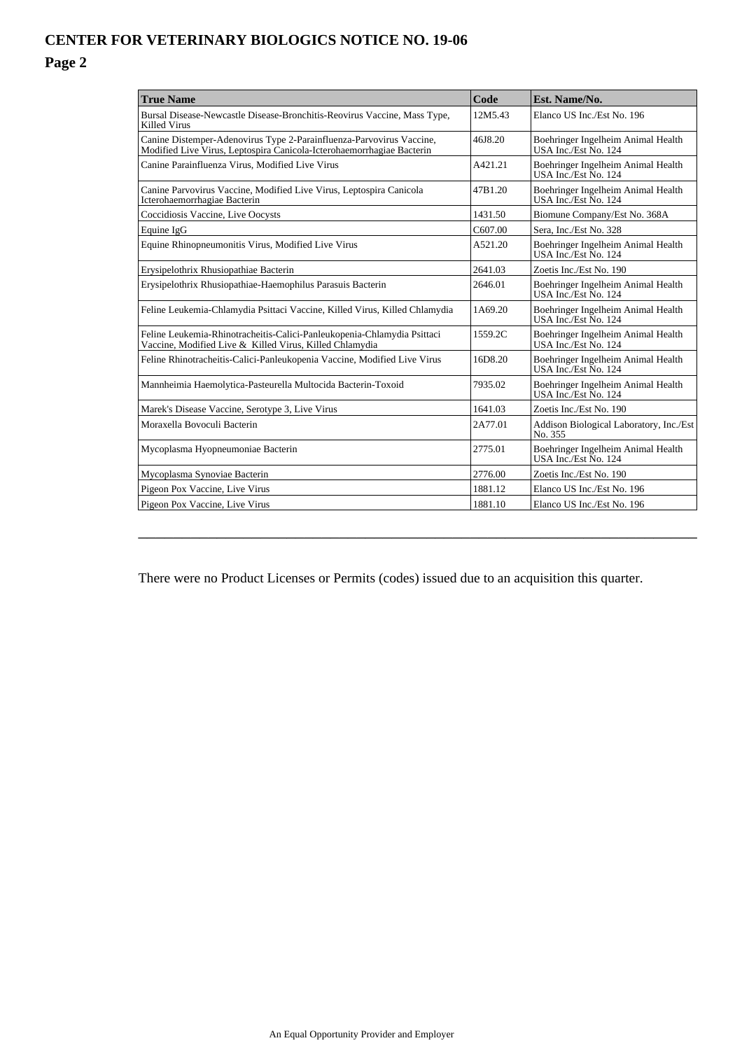| True Name | Code | Est. Name/No. |
|---|---|---|
| Bursal Disease-Newcastle Disease-Bronchitis-Reovirus Vaccine, Mass Type, Killed Virus | 12M5.43 | Elanco US Inc./Est No. 196 |
| Canine Distemper-Adenovirus Type 2-Parainfluenza-Parvovirus Vaccine, Modified Live Virus, Leptospira Canicola-Icterohaemorrhagiae Bacterin | 46J8.20 | Boehringer Ingelheim Animal Health USA Inc./Est No. 124 |
| Canine Parainfluenza Virus, Modified Live Virus | A421.21 | Boehringer Ingelheim Animal Health USA Inc./Est No. 124 |
| Canine Parvovirus Vaccine, Modified Live Virus, Leptospira Canicola Icterohaemorrhagiae Bacterin | 47B1.20 | Boehringer Ingelheim Animal Health USA Inc./Est No. 124 |
| Coccidiosis Vaccine, Live Oocysts | 1431.50 | Biomune Company/Est No. 368A |
| Equine IgG | C607.00 | Sera, Inc./Est No. 328 |
| Equine Rhinopneumonitis Virus, Modified Live Virus | A521.20 | Boehringer Ingelheim Animal Health USA Inc./Est No. 124 |
| Erysipelothrix Rhusiopathiae Bacterin | 2641.03 | Zoetis Inc./Est No. 190 |
| Erysipelothrix Rhusiopathiae-Haemophilus Parasuis Bacterin | 2646.01 | Boehringer Ingelheim Animal Health USA Inc./Est No. 124 |
| Feline Leukemia-Chlamydia Psittaci Vaccine, Killed Virus, Killed Chlamydia | 1A69.20 | Boehringer Ingelheim Animal Health USA Inc./Est No. 124 |
| Feline Leukemia-Rhinotracheitis-Calici-Panleukopenia-Chlamydia Psittaci Vaccine, Modified Live & Killed Virus, Killed Chlamydia | 1559.2C | Boehringer Ingelheim Animal Health USA Inc./Est No. 124 |
| Feline Rhinotracheitis-Calici-Panleukopenia Vaccine, Modified Live Virus | 16D8.20 | Boehringer Ingelheim Animal Health USA Inc./Est No. 124 |
| Mannheimia Haemolytica-Pasteurella Multocida Bacterin-Toxoid | 7935.02 | Boehringer Ingelheim Animal Health USA Inc./Est No. 124 |
| Marek's Disease Vaccine, Serotype 3, Live Virus | 1641.03 | Zoetis Inc./Est No. 190 |
| Moraxella Bovoculi Bacterin | 2A77.01 | Addison Biological Laboratory, Inc./Est No. 355 |
| Mycoplasma Hyopneumoniae Bacterin | 2775.01 | Boehringer Ingelheim Animal Health USA Inc./Est No. 124 |
| Mycoplasma Synoviae Bacterin | 2776.00 | Zoetis Inc./Est No. 190 |
| Pigeon Pox Vaccine, Live Virus | 1881.12 | Elanco US Inc./Est No. 196 |
| Pigeon Pox Vaccine, Live Virus | 1881.10 | Elanco US Inc./Est No. 196 |

---

There were no Product Licenses or Permits (codes) issued due to an acquisition this quarter.

An Equal Opportunity Provider and Employer